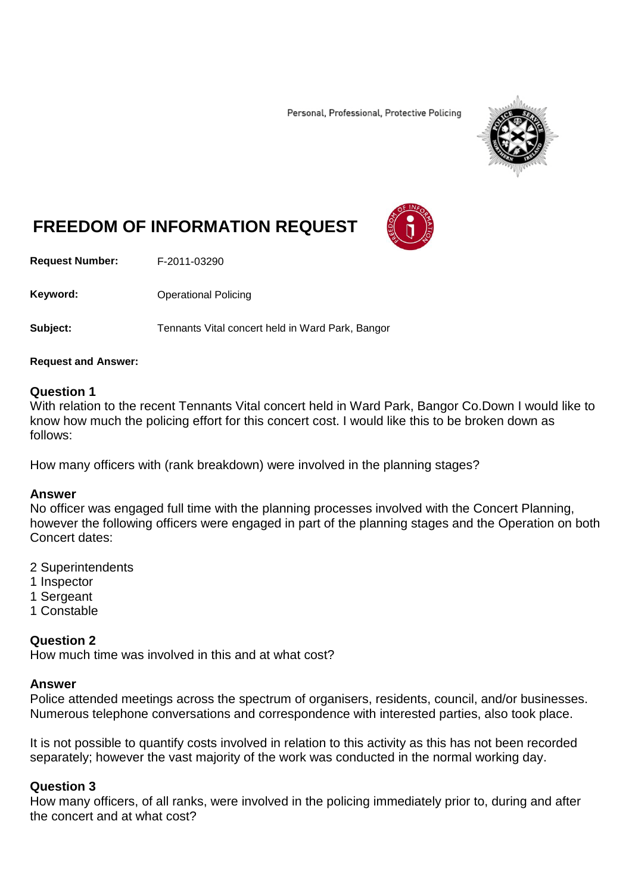Personal, Professional, Protective Policing

# FREEDOM OF INFORMATION REQUEST

**Request Number:** F-2011-03290

**Keyword:** Operational Policing

**Subject:** Tennants Vital concert held in Ward Park, Bangor

**Request and Answer:**

### Question 1

With relation to the recent Tennants Vital concert held in Ward Park, Bangor Co.Down I would like to know how much the policing effort for this concert cost. I would like this to be broken down as follows:

How many officers with (rank breakdown) were involved in the planning stages?

### Answer

No officer was engaged full time with the planning processes involved with the Concert Planning, however the following officers were engaged in part of the planning stages and the Operation on both Concert dates:

2 Superintendents
1 Inspector
1 Sergeant
1 Constable

### Question 2

How much time was involved in this and at what cost?

### Answer

Police attended meetings across the spectrum of organisers, residents, council, and/or businesses. Numerous telephone conversations and correspondence with interested parties, also took place.

It is not possible to quantify costs involved in relation to this activity as this has not been recorded separately; however the vast majority of the work was conducted in the normal working day.

### Question 3

How many officers, of all ranks, were involved in the policing immediately prior to, during and after the concert and at what cost?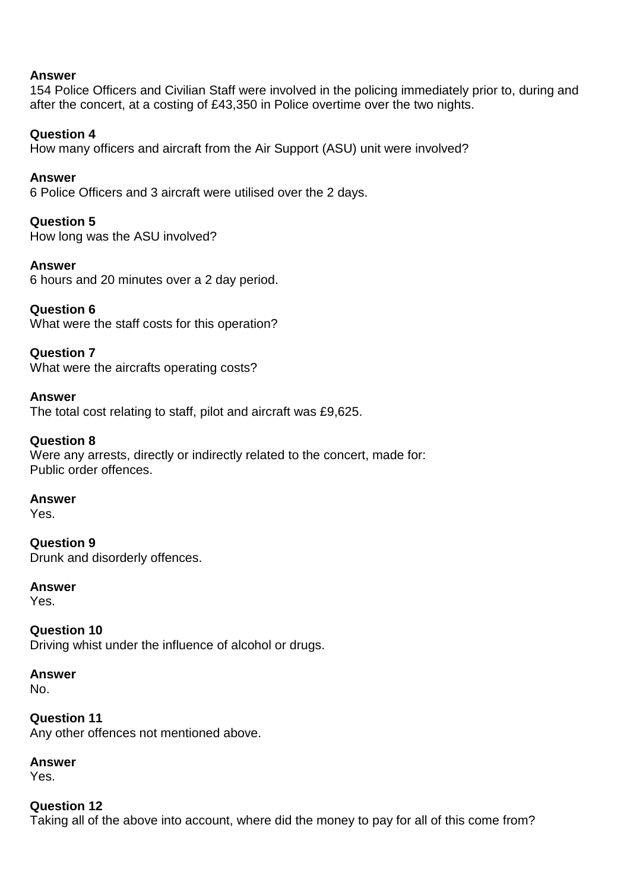**Answer**
154 Police Officers and Civilian Staff were involved in the policing immediately prior to, during and after the concert, at a costing of £43,350 in Police overtime over the two nights.

**Question 4**
How many officers and aircraft from the Air Support (ASU) unit were involved?

**Answer**
6 Police Officers and 3 aircraft were utilised over the 2 days.

**Question 5**
How long was the ASU involved?

**Answer**
6 hours and 20 minutes over a 2 day period.

**Question 6**
What were the staff costs for this operation?

**Question 7**
What were the aircrafts operating costs?

**Answer**
The total cost relating to staff, pilot and aircraft was £9,625.

**Question 8**
Were any arrests, directly or indirectly related to the concert, made for:
Public order offences.

**Answer**
Yes.

**Question 9**
Drunk and disorderly offences.

**Answer**
Yes.

**Question 10**
Driving whist under the influence of alcohol or drugs.

**Answer**
No.

**Question 11**
Any other offences not mentioned above.

**Answer**
Yes.

**Question 12**
Taking all of the above into account, where did the money to pay for all of this come from?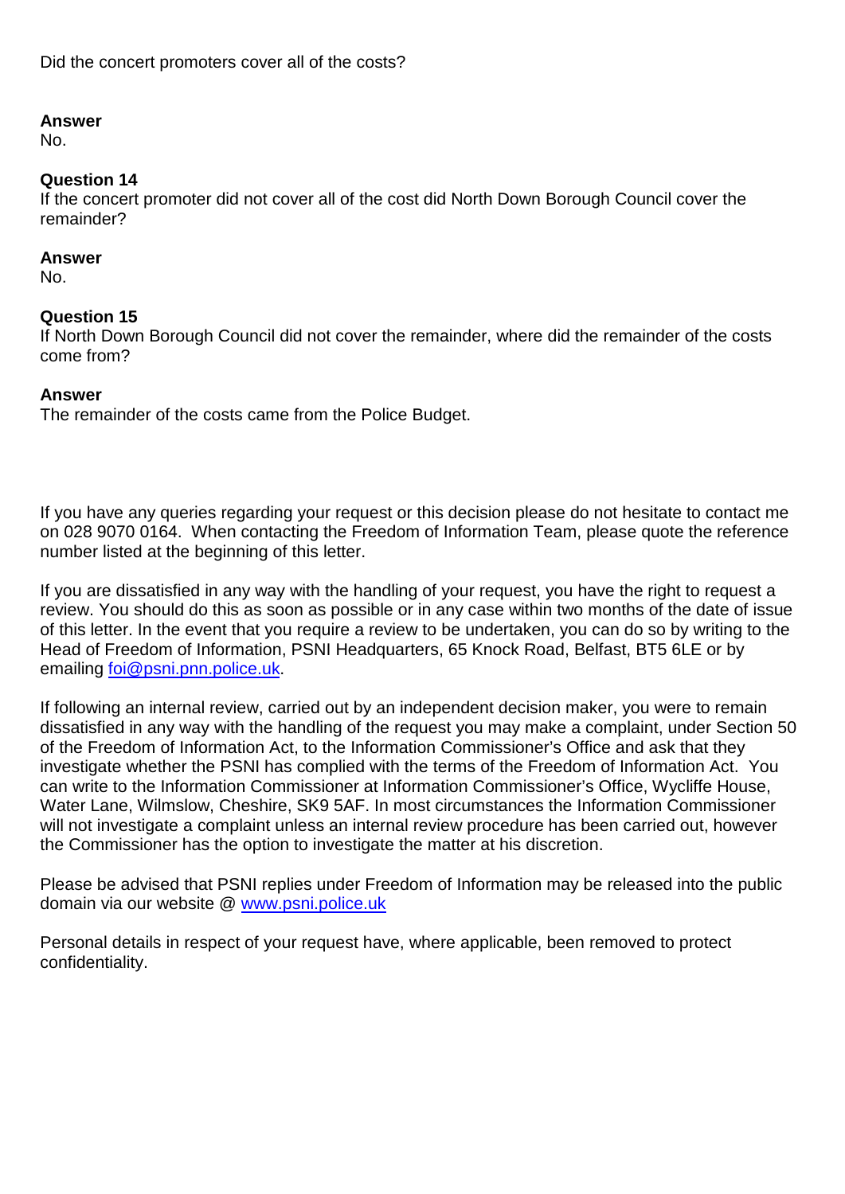Did the concert promoters cover all of the costs?

**Answer**
No.

**Question 14**
If the concert promoter did not cover all of the cost did North Down Borough Council cover the remainder?

**Answer**
No.

**Question 15**
If North Down Borough Council did not cover the remainder, where did the remainder of the costs come from?

**Answer**
The remainder of the costs came from the Police Budget.

If you have any queries regarding your request or this decision please do not hesitate to contact me on 028 9070 0164. When contacting the Freedom of Information Team, please quote the reference number listed at the beginning of this letter.

If you are dissatisfied in any way with the handling of your request, you have the right to request a review. You should do this as soon as possible or in any case within two months of the date of issue of this letter. In the event that you require a review to be undertaken, you can do so by writing to the Head of Freedom of Information, PSNI Headquarters, 65 Knock Road, Belfast, BT5 6LE or by emailing [foi@psni.pnn.police.uk](mailto:foi@psni.pnn.police.uk).

If following an internal review, carried out by an independent decision maker, you were to remain dissatisfied in any way with the handling of the request you may make a complaint, under Section 50 of the Freedom of Information Act, to the Information Commissioner's Office and ask that they investigate whether the PSNI has complied with the terms of the Freedom of Information Act. You can write to the Information Commissioner at Information Commissioner's Office, Wycliffe House, Water Lane, Wilmslow, Cheshire, SK9 5AF. In most circumstances the Information Commissioner will not investigate a complaint unless an internal review procedure has been carried out, however the Commissioner has the option to investigate the matter at his discretion.

Please be advised that PSNI replies under Freedom of Information may be released into the public domain via our website @ [www.psni.police.uk](http://www.psni.police.uk)

Personal details in respect of your request have, where applicable, been removed to protect confidentiality.